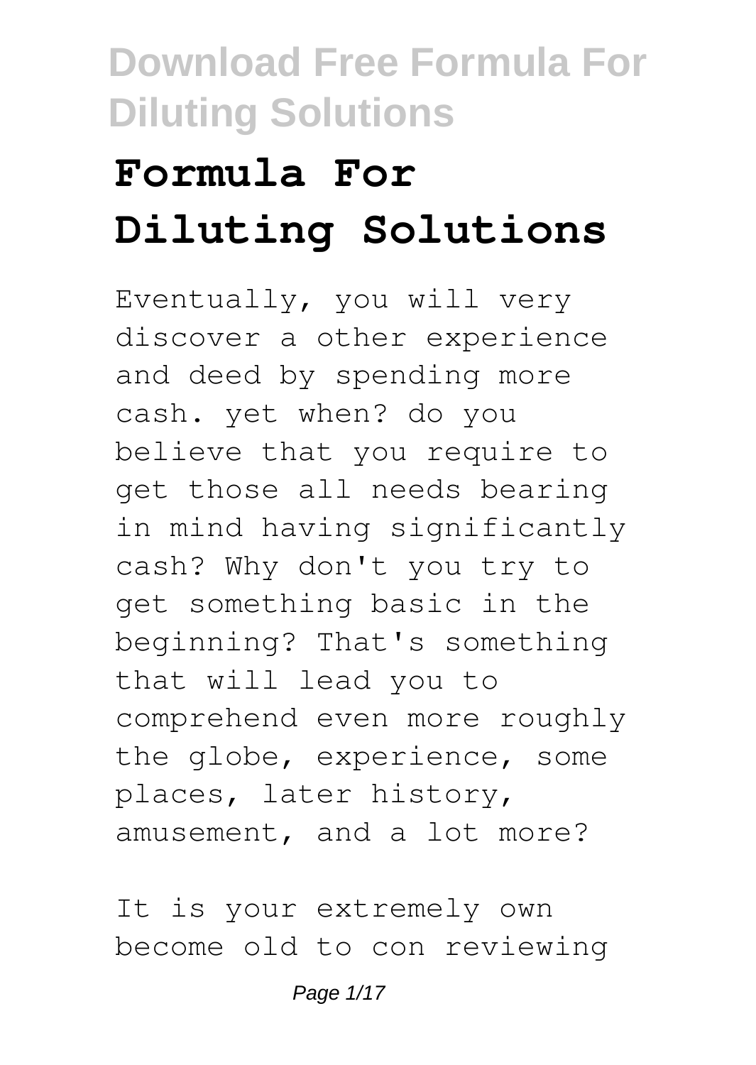# Formula For Diluting Solutions

Eventually, you will very discover a other experience and deed by spending more cash. yet when? do you believe that you require to get those all needs bearing in mind having significantly cash? Why don't you try to get something basic in the beginning? That's something that will lead you to comprehend even more roughly the globe, experience, some places, later history, amusement, and a lot more?

It is your extremely own become old to con reviewing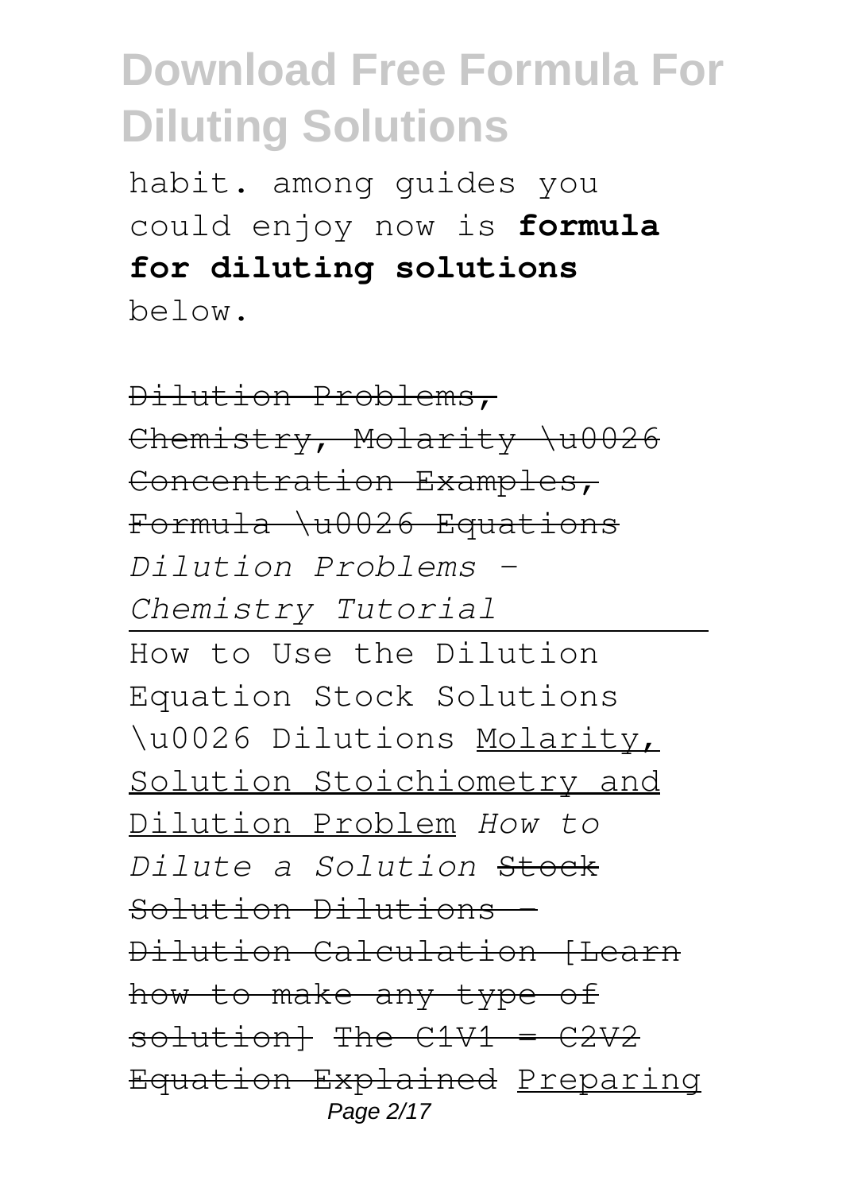habit. among guides you could enjoy now is **formula for diluting solutions** below.

~~Dilution Problems, Chemistry, Molarity \u0026 Concentration Examples, Formula \u0026 Equations~~ *Dilution Problems - Chemistry Tutorial*

How to Use the Dilution Equation Stock Solutions \u0026 Dilutions Molarity, Solution Stoichiometry and Dilution Problem *How to Dilute a Solution* ~~Stock Solution Dilutions - Dilution Calculation [Learn how to make any type of solution]~~ ~~The C1V1 = C2V2 Equation Explained~~ Preparing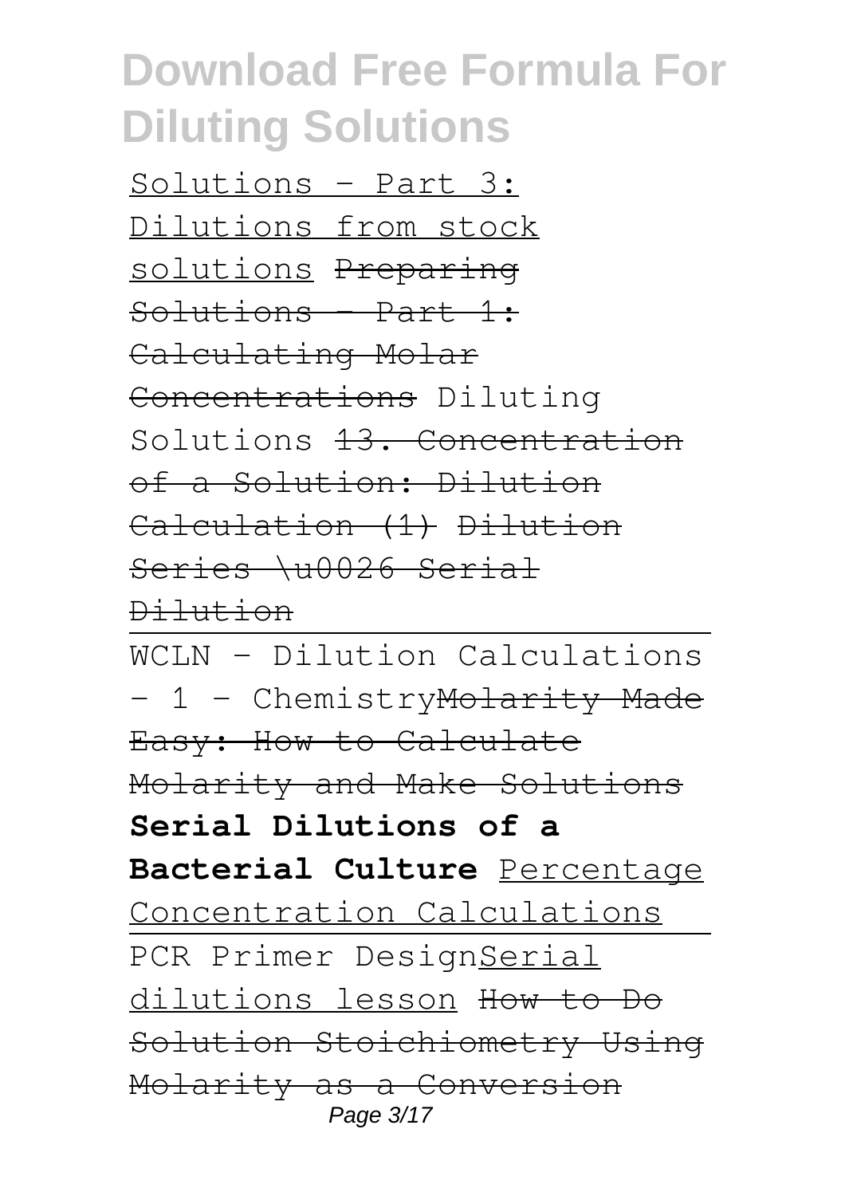# Download Free Formula For Diluting Solutions

Solutions - Part 3: Dilutions from stock solutions ~~Preparing Solutions - Part 1: Calculating Molar Concentrations~~ Diluting Solutions ~~13. Concentration of a Solution: Dilution Calculation (1)~~ ~~Dilution Series \u0026 Serial Dilution~~

WCLN - Dilution Calculations - 1 - Chemistry~~Molarity Made Easy: How to Calculate Molarity and Make Solutions~~ **Serial Dilutions of a Bacterial Culture** Percentage Concentration Calculations

PCR Primer DesignSerial dilutions lesson ~~How to Do Solution Stoichiometry Using Molarity as a Conversion~~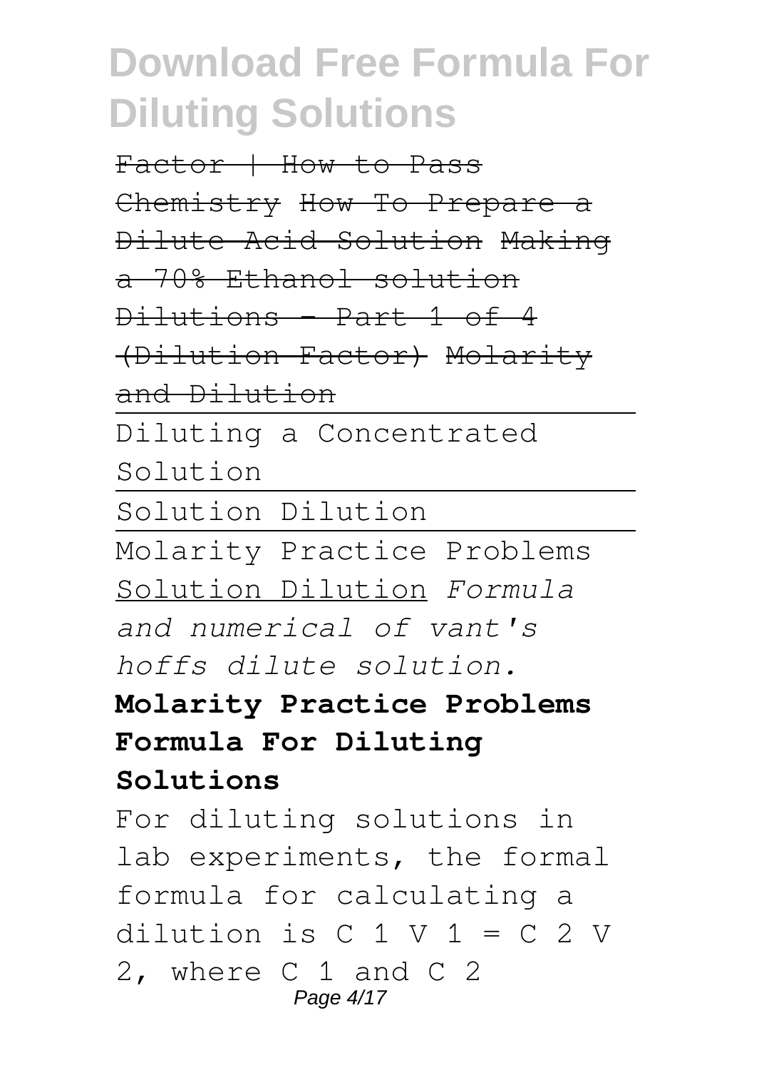Factor | How to Pass Chemistry How To Prepare a Dilute Acid Solution Making a 70% Ethanol solution Dilutions - Part 1 of 4 (Dilution Factor) Molarity and Dilution

Diluting a Concentrated Solution

Solution Dilution

Molarity Practice Problems Solution Dilution *Formula and numerical of vant's hoffs dilute solution.*

**Molarity Practice Problems Formula For Diluting Solutions**

For diluting solutions in lab experiments, the formal formula for calculating a dilution is $C_1 V_1 = C_2 V_2$, where $C_1$ and $C_2$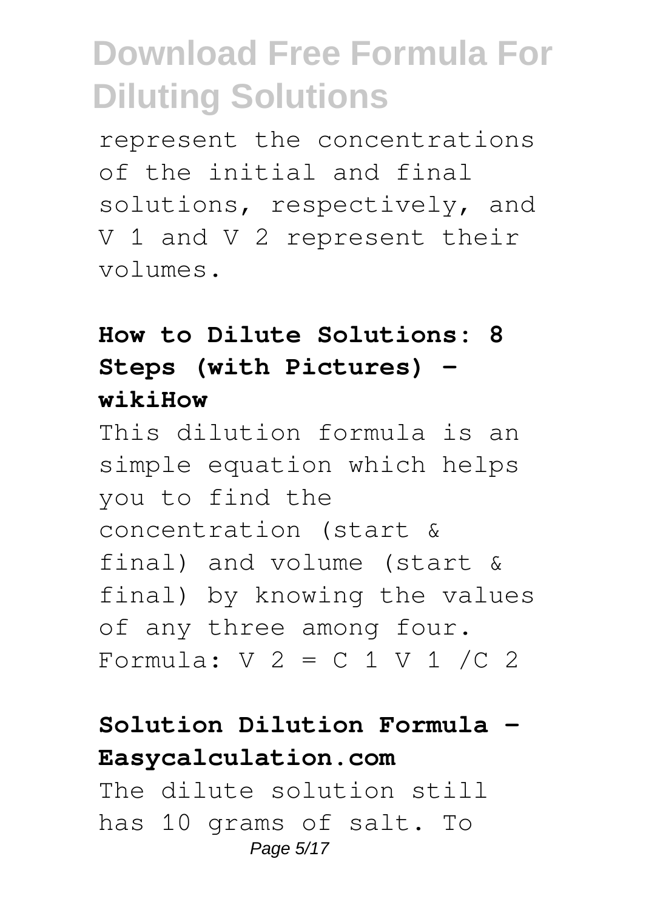represent the concentrations of the initial and final solutions, respectively, and $V_1$ and $V_2$ represent their volumes.

**How to Dilute Solutions: 8 Steps (with Pictures) - wikiHow**

This dilution formula is an simple equation which helps you to find the concentration (start & final) and volume (start & final) by knowing the values of any three among four. Formula: $V_2 = C_1 V_1 / C_2$

**Solution Dilution Formula - Easycalculation.com**

The dilute solution still has 10 grams of salt. To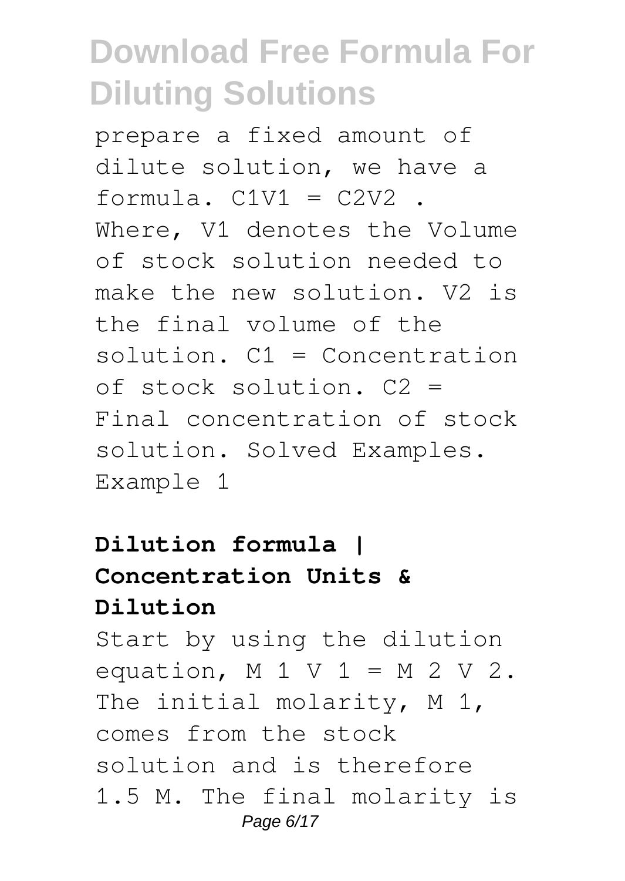prepare a fixed amount of dilute solution, we have a formula. $C_1V_1 = C_2V_2$ . Where, $V_1$ denotes the Volume of stock solution needed to make the new solution. $V_2$ is the final volume of the solution. $C_1$ = Concentration of stock solution. $C_2$ = Final concentration of stock solution. Solved Examples. Example 1

**Dilution formula | Concentration Units & Dilution**

Start by using the dilution equation, $M_1 V_1 = M_2 V_2$. The initial molarity, $M_1$, comes from the stock solution and is therefore 1.5 M. The final molarity is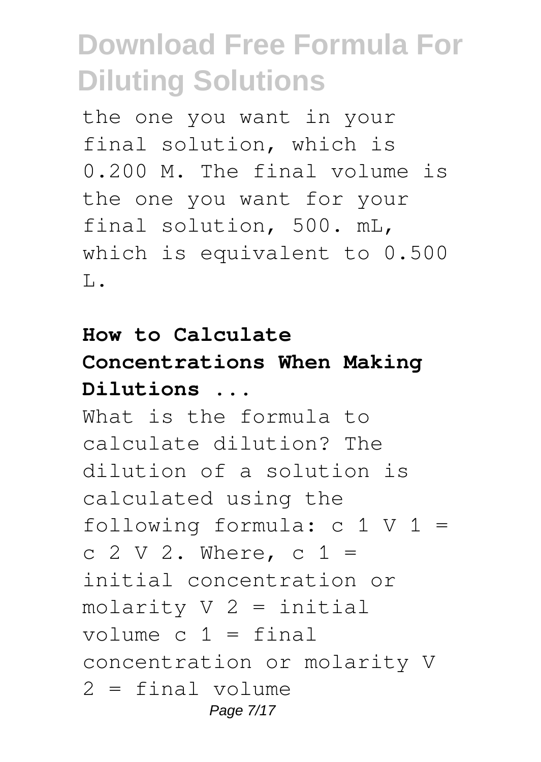the one you want in your final solution, which is 0.200 M. The final volume is the one you want for your final solution, 500. mL, which is equivalent to 0.500 L.

**How to Calculate Concentrations When Making Dilutions ...**

What is the formula to calculate dilution? The dilution of a solution is calculated using the following formula: $c_1 V_1 = c_2 V_2$. Where, $c_1$ = initial concentration or molarity $V_2$ = initial volume $c_1$ = final concentration or molarity $V_2$ = final volume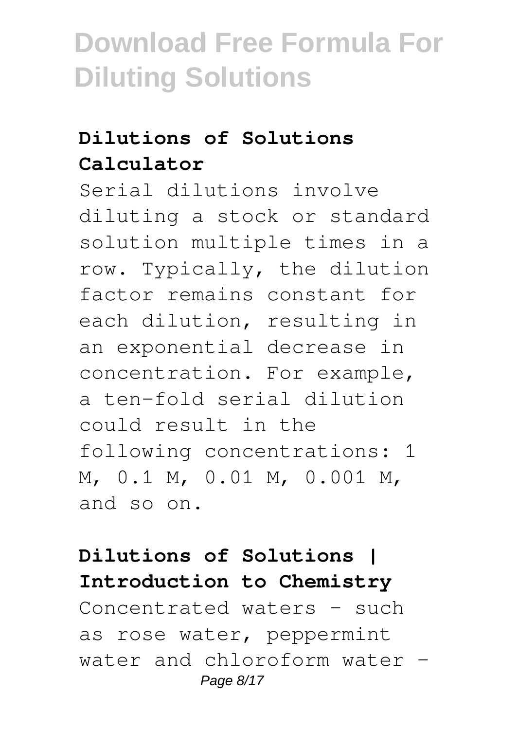### Dilutions of Solutions Calculator

Serial dilutions involve diluting a stock or standard solution multiple times in a row. Typically, the dilution factor remains constant for each dilution, resulting in an exponential decrease in concentration. For example, a ten-fold serial dilution could result in the following concentrations: 1 M, 0.1 M, 0.01 M, 0.001 M, and so on.

### Dilutions of Solutions | Introduction to Chemistry

Concentrated waters - such as rose water, peppermint water and chloroform water -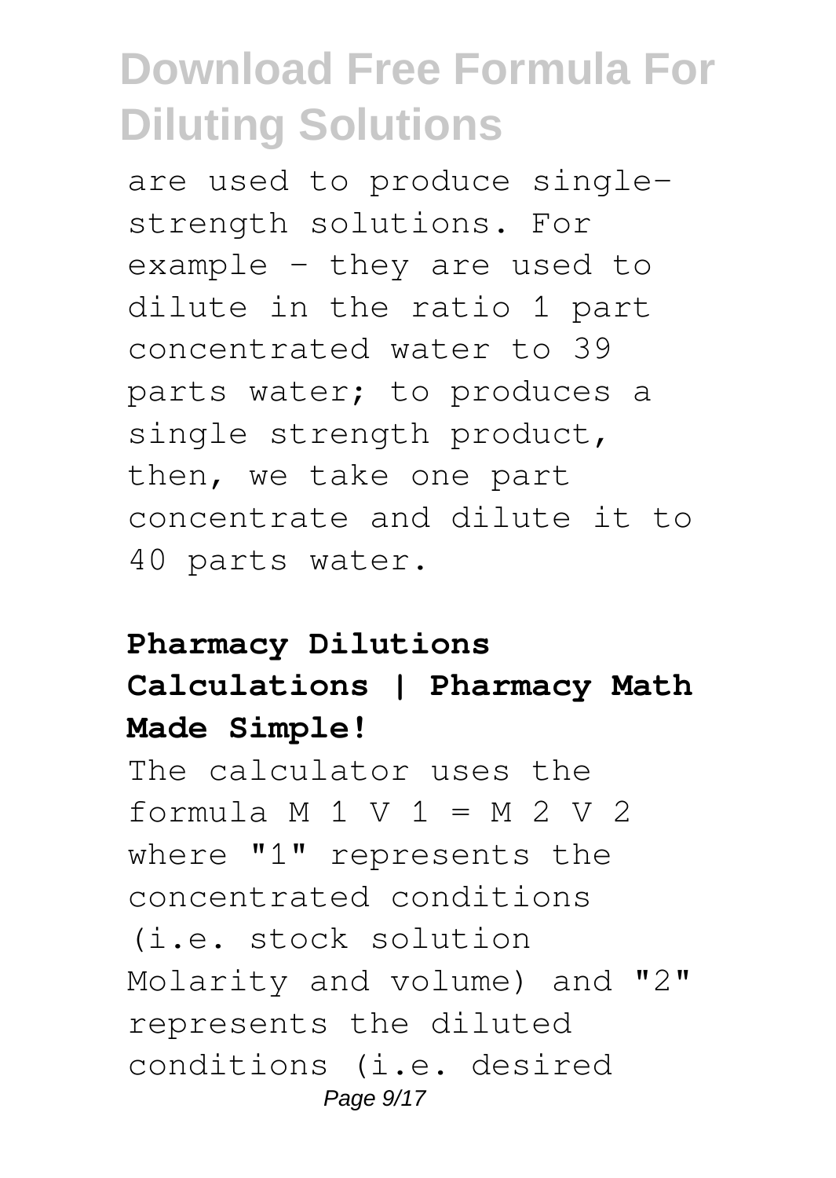are used to produce single-strength solutions. For example - they are used to dilute in the ratio 1 part concentrated water to 39 parts water; to produces a single strength product, then, we take one part concentrate and dilute it to 40 parts water.

**Pharmacy Dilutions Calculations | Pharmacy Math Made Simple!**

The calculator uses the formula $M_1 V_1 = M_2 V_2$ where "1" represents the concentrated conditions (i.e. stock solution Molarity and volume) and "2" represents the diluted conditions (i.e. desired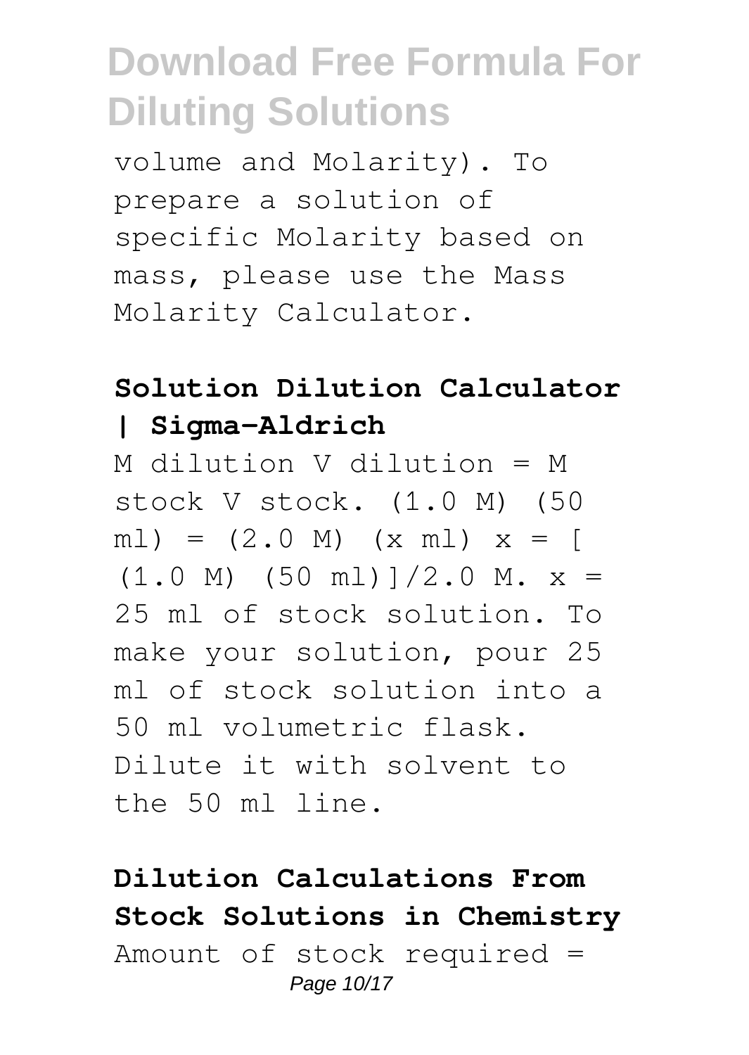volume and Molarity). To prepare a solution of specific Molarity based on mass, please use the Mass Molarity Calculator.

**Solution Dilution Calculator | Sigma-Aldrich**

M dilution V dilution = M stock V stock. (1.0 M) (50 ml) = (2.0 M) (x ml) x = [ (1.0 M) (50 ml)]/2.0 M. x = 25 ml of stock solution. To make your solution, pour 25 ml of stock solution into a 50 ml volumetric flask. Dilute it with solvent to the 50 ml line.

**Dilution Calculations From Stock Solutions in Chemistry**

Amount of stock required =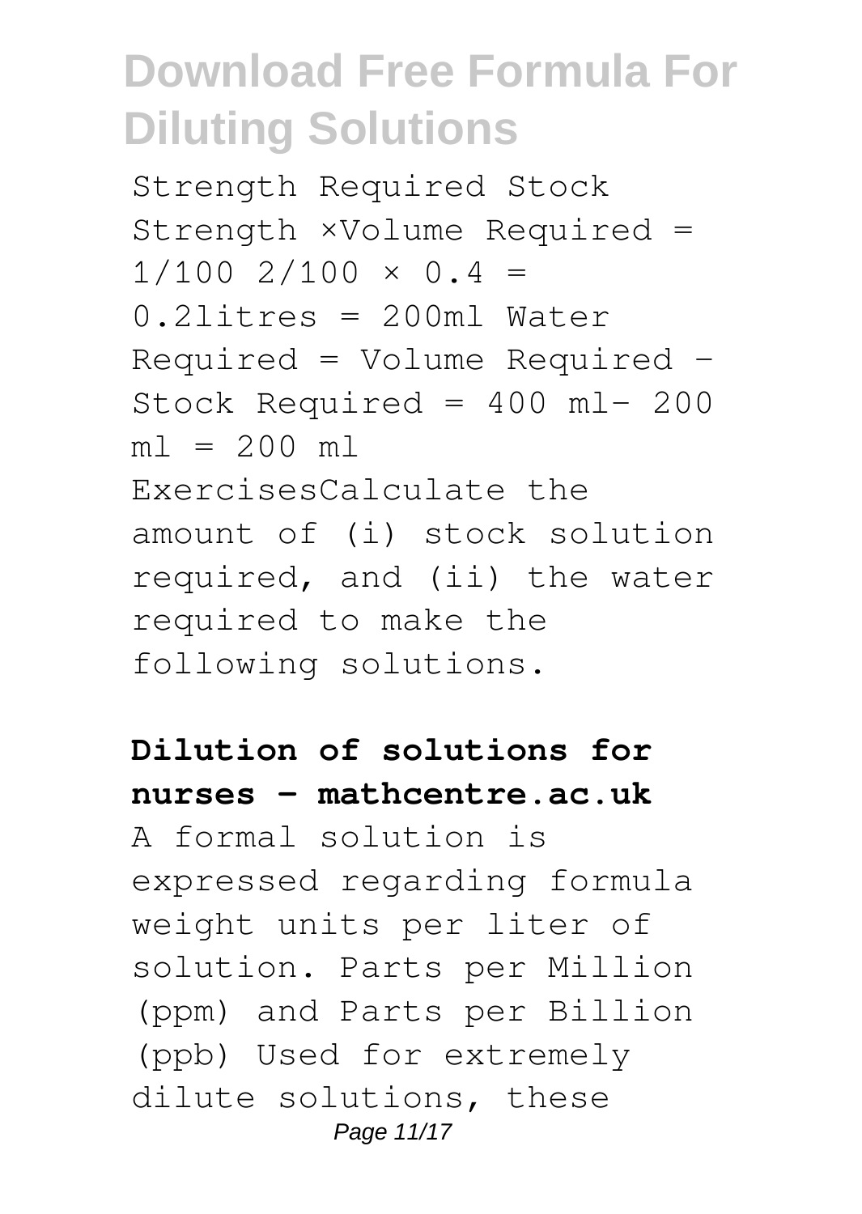Strength Required Stock Strength ×Volume Required = 1/100 2/100 × 0.4 = 0.2litres = 200ml Water Required = Volume Required - Stock Required = 400 ml- 200 ml = 200 ml ExercisesCalculate the amount of (i) stock solution required, and (ii) the water required to make the following solutions.

**Dilution of solutions for nurses - mathcentre.ac.uk**

A formal solution is expressed regarding formula weight units per liter of solution. Parts per Million (ppm) and Parts per Billion (ppb) Used for extremely dilute solutions, these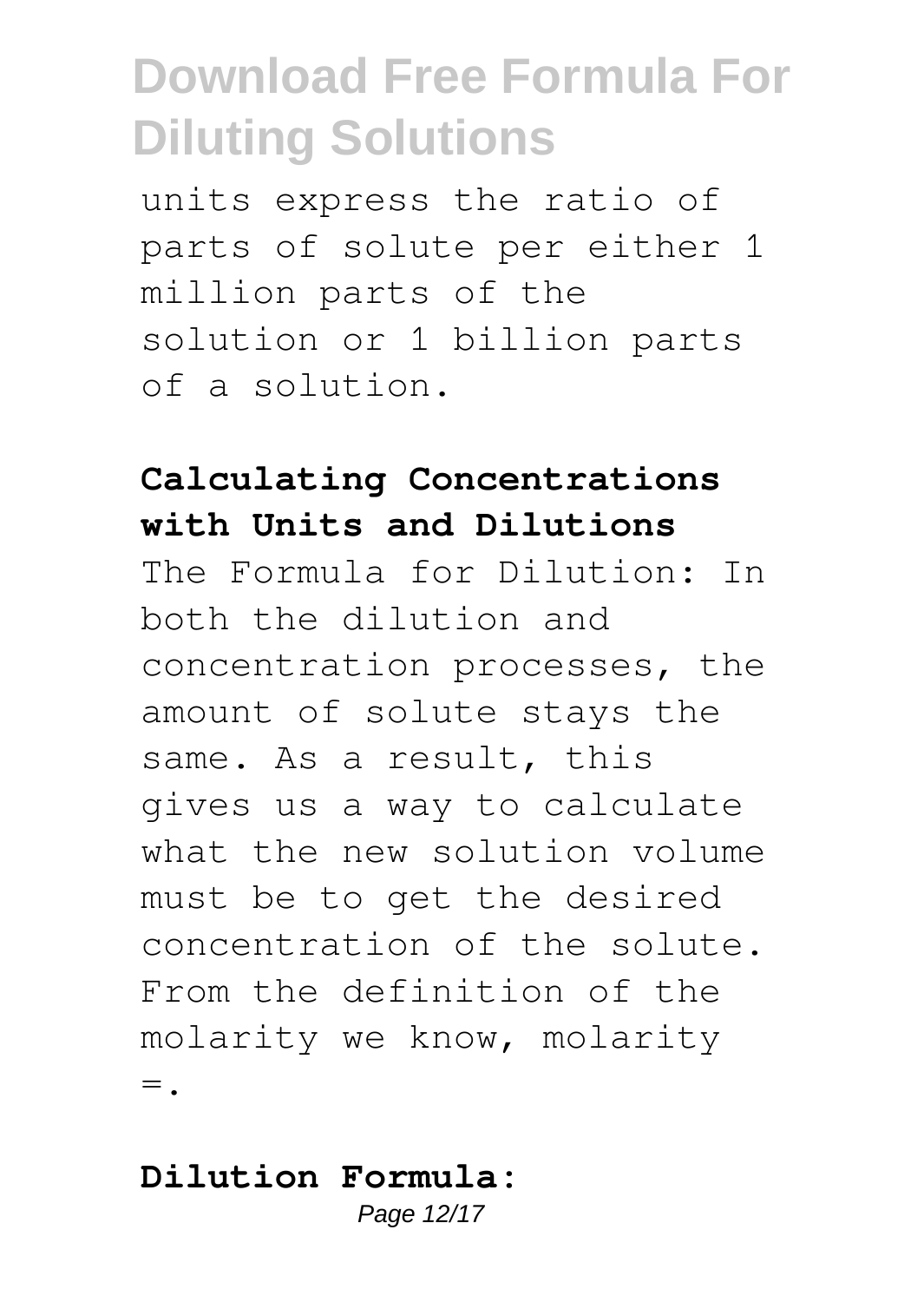units express the ratio of parts of solute per either 1 million parts of the solution or 1 billion parts of a solution.

**Calculating Concentrations with Units and Dilutions**

The Formula for Dilution: In both the dilution and concentration processes, the amount of solute stays the same. As a result, this gives us a way to calculate what the new solution volume must be to get the desired concentration of the solute. From the definition of the molarity we know, molarity =.

**Dilution Formula:**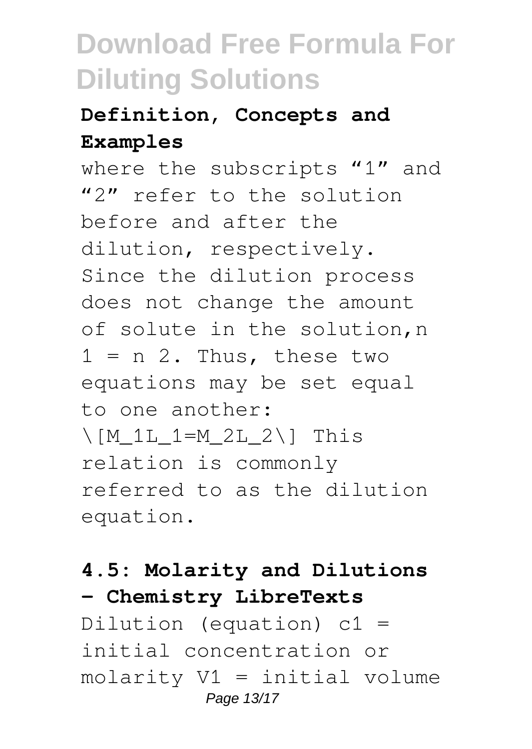## Definition, Concepts and Examples

where the subscripts "1" and "2" refer to the solution before and after the dilution, respectively. Since the dilution process does not change the amount of solute in the solution, $n_1 = n_2$. Thus, these two equations may be set equal to one another: $M_1L_1=M_2L_2$ This relation is commonly referred to as the dilution equation.

## 4.5: Molarity and Dilutions - Chemistry LibreTexts

Dilution (equation) $c_1$ = initial concentration or molarity $V_1$ = initial volume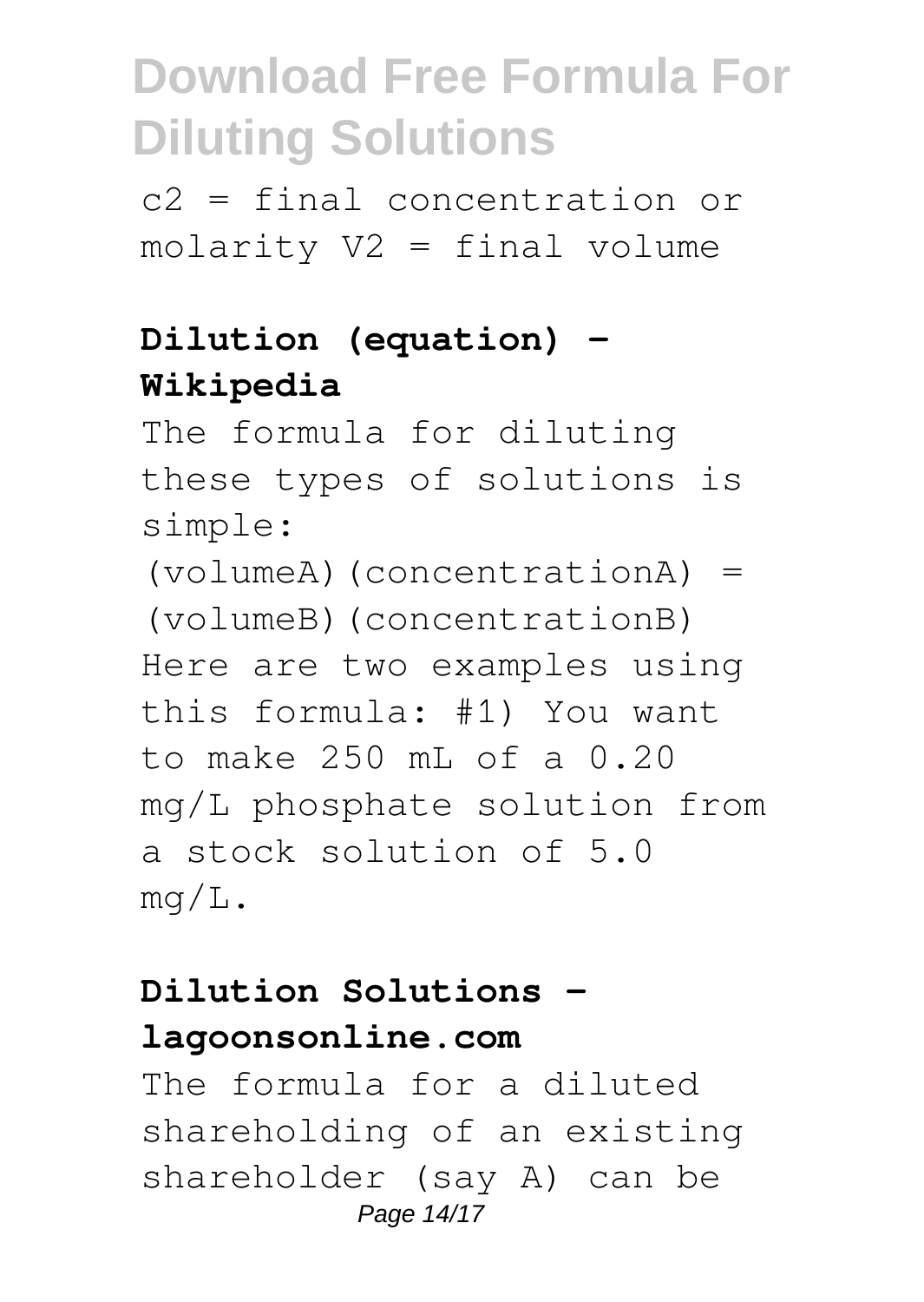$c_2$ = final concentration or molarity $V_2$ = final volume

**Dilution (equation) - Wikipedia**

The formula for diluting these types of solutions is simple: (volumeA)(concentrationA) = (volumeB)(concentrationB) Here are two examples using this formula: #1) You want to make 250 mL of a 0.20 mg/L phosphate solution from a stock solution of 5.0 mg/L.

**Dilution Solutions - lagoonsonline.com**

The formula for a diluted shareholding of an existing shareholder (say A) can be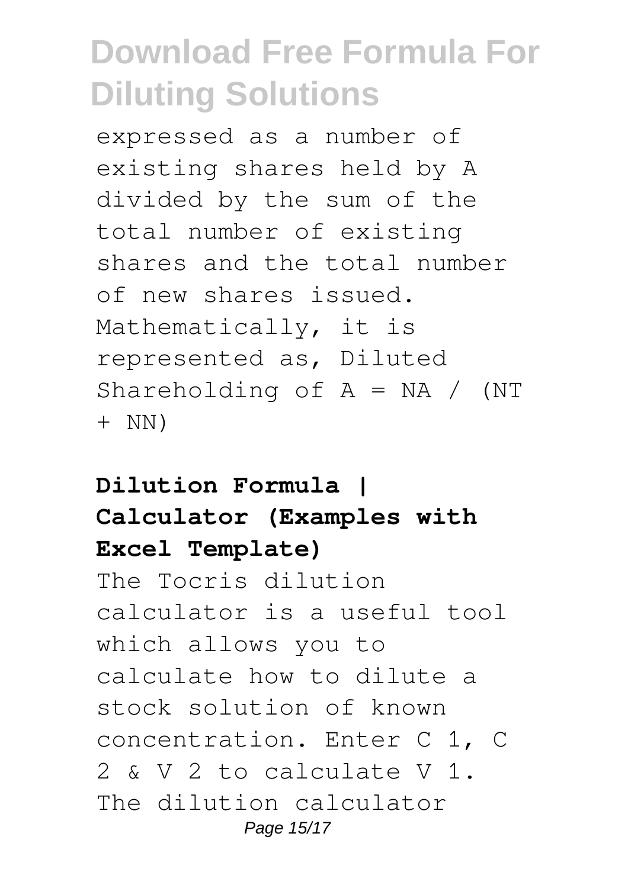expressed as a number of existing shares held by A divided by the sum of the total number of existing shares and the total number of new shares issued. Mathematically, it is represented as, Diluted Shareholding of A = NA / (NT + NN)

**Dilution Formula | Calculator (Examples with Excel Template)**

The Tocris dilution calculator is a useful tool which allows you to calculate how to dilute a stock solution of known concentration. Enter C 1, C 2 & V 2 to calculate V 1. The dilution calculator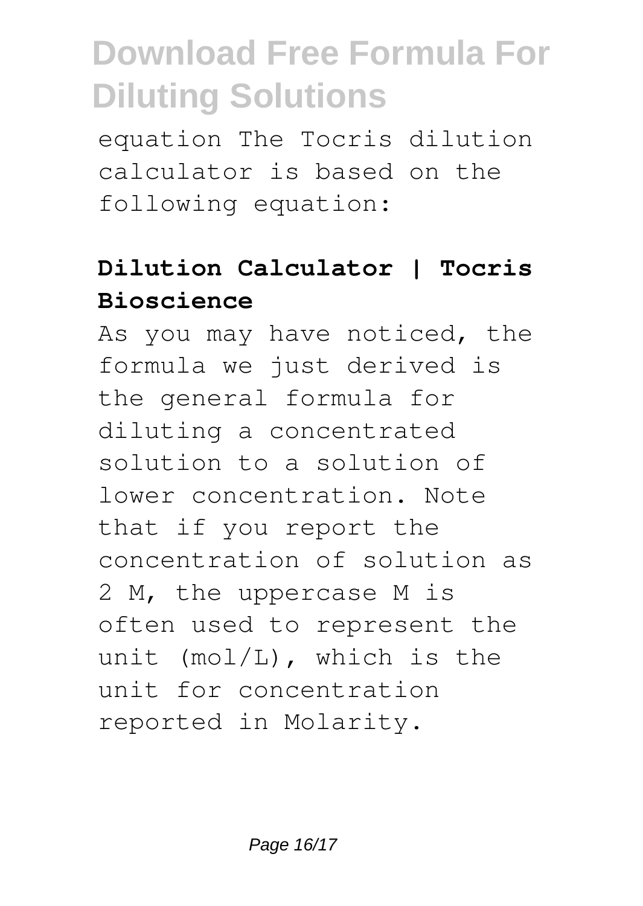equation The Tocris dilution calculator is based on the following equation:

**Dilution Calculator | Tocris Bioscience**

As you may have noticed, the formula we just derived is the general formula for diluting a concentrated solution to a solution of lower concentration. Note that if you report the concentration of solution as 2 M, the uppercase M is often used to represent the unit (mol/L), which is the unit for concentration reported in Molarity.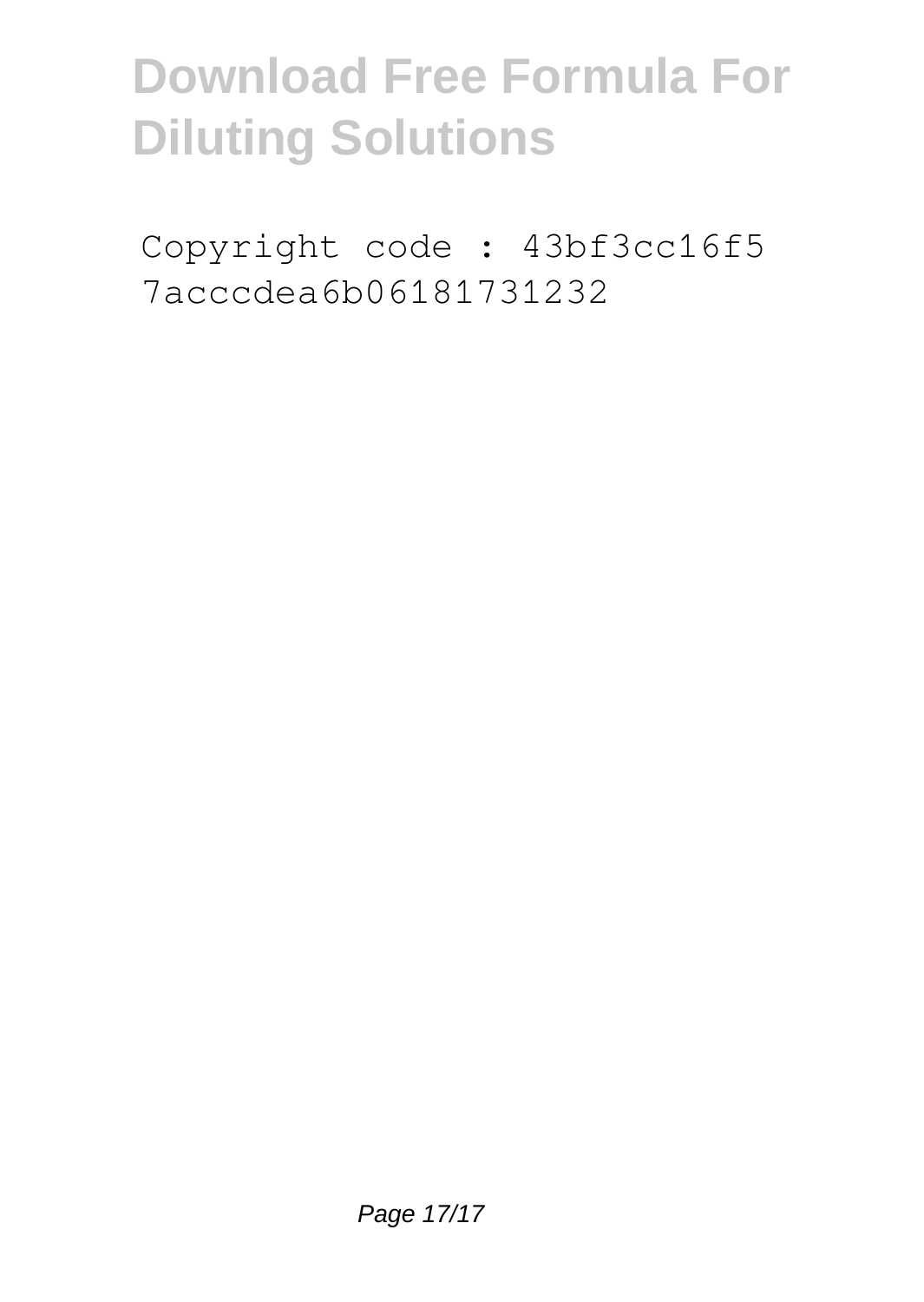Copyright code : 43bf3cc16f57acccdea6b06181731232